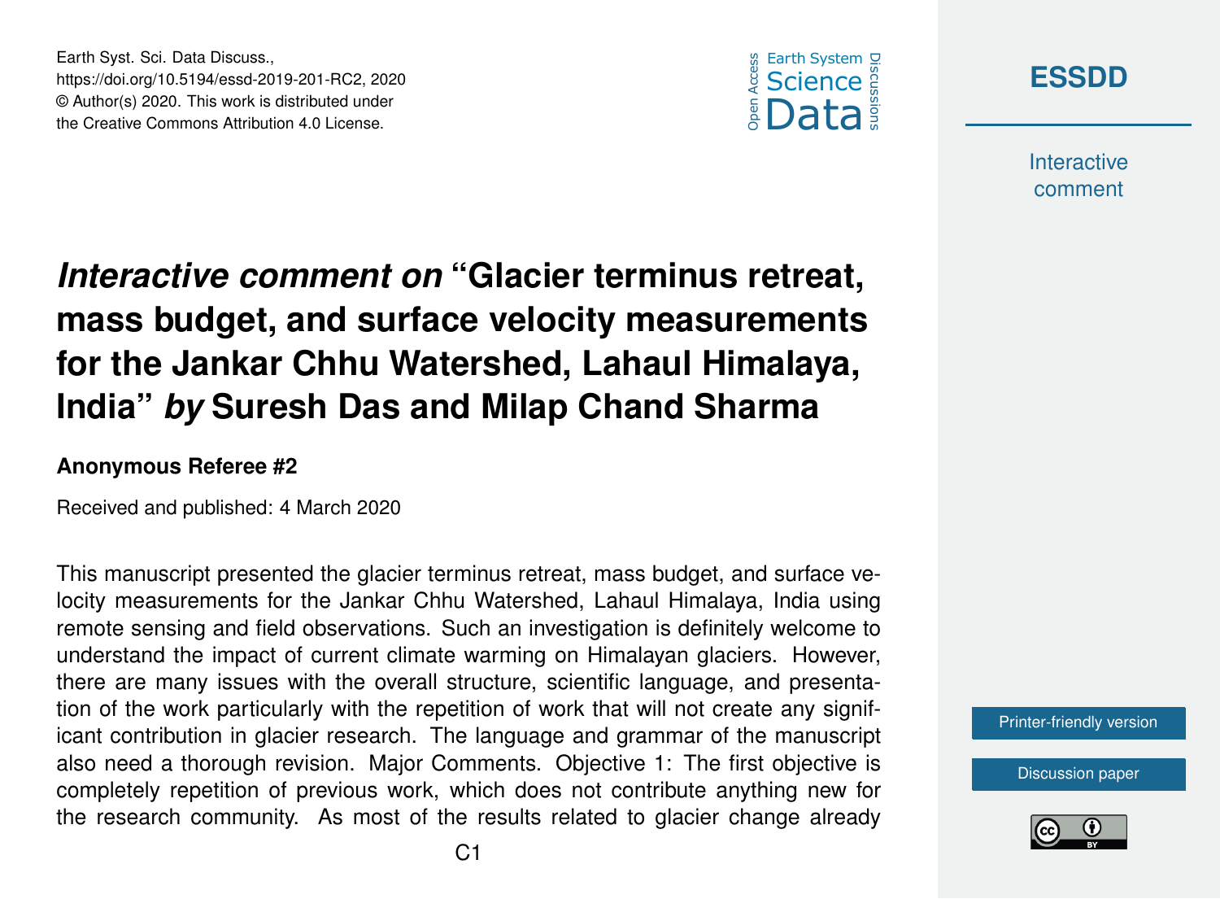# *Interactive comment on* "Glacier terminus retreat, mass budget, and surface velocity measurements for the Jankar Chhu Watershed, Lahaul Himalaya, India" *by* Suresh Das and Milap Chand Sharma

**Anonymous Referee #2**

Received and published: 4 March 2020

This manuscript presented the glacier terminus retreat, mass budget, and surface velocity measurements for the Jankar Chhu Watershed, Lahaul Himalaya, India using remote sensing and field observations. Such an investigation is definitely welcome to understand the impact of current climate warming on Himalayan glaciers. However, there are many issues with the overall structure, scientific language, and presentation of the work particularly with the repetition of work that will not create any significant contribution in glacier research. The language and grammar of the manuscript also need a thorough revision. Major Comments. Objective 1: The first objective is completely repetition of previous work, which does not contribute anything new for the research community. As most of the results related to glacier change already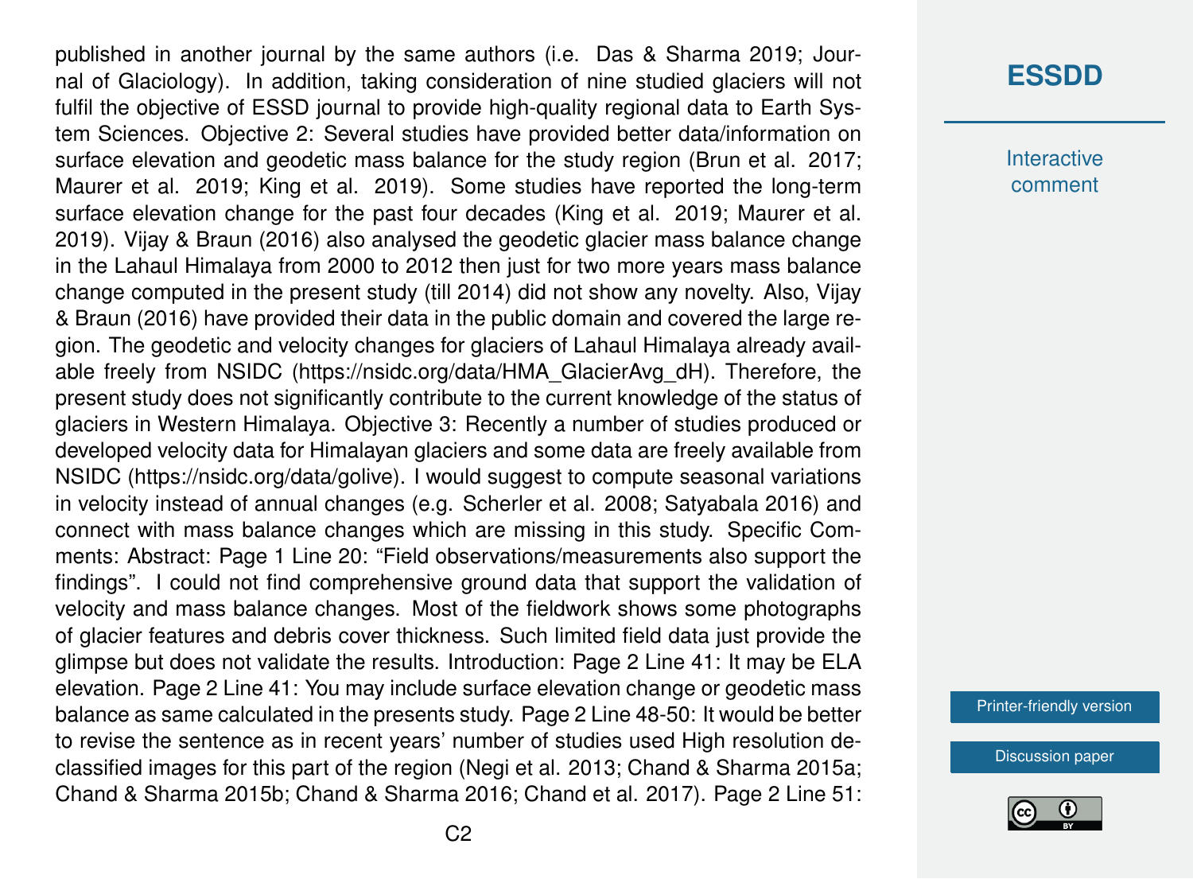published in another journal by the same authors (i.e. Das & Sharma 2019; Journal of Glaciology). In addition, taking consideration of nine studied glaciers will not fulfil the objective of ESSD journal to provide high-quality regional data to Earth System Sciences. Objective 2: Several studies have provided better data/information on surface elevation and geodetic mass balance for the study region (Brun et al. 2017; Maurer et al. 2019; King et al. 2019). Some studies have reported the long-term surface elevation change for the past four decades (King et al. 2019; Maurer et al. 2019). Vijay & Braun (2016) also analysed the geodetic glacier mass balance change in the Lahaul Himalaya from 2000 to 2012 then just for two more years mass balance change computed in the present study (till 2014) did not show any novelty. Also, Vijay & Braun (2016) have provided their data in the public domain and covered the large region. The geodetic and velocity changes for glaciers of Lahaul Himalaya already available freely from NSIDC (https://nsidc.org/data/HMA_GlacierAvg_dH). Therefore, the present study does not significantly contribute to the current knowledge of the status of glaciers in Western Himalaya. Objective 3: Recently a number of studies produced or developed velocity data for Himalayan glaciers and some data are freely available from NSIDC (https://nsidc.org/data/golive). I would suggest to compute seasonal variations in velocity instead of annual changes (e.g. Scherler et al. 2008; Satyabala 2016) and connect with mass balance changes which are missing in this study. Specific Comments: Abstract: Page 1 Line 20: "Field observations/measurements also support the findings". I could not find comprehensive ground data that support the validation of velocity and mass balance changes. Most of the fieldwork shows some photographs of glacier features and debris cover thickness. Such limited field data just provide the glimpse but does not validate the results. Introduction: Page 2 Line 41: It may be ELA elevation. Page 2 Line 41: You may include surface elevation change or geodetic mass balance as same calculated in the presents study. Page 2 Line 48-50: It would be better to revise the sentence as in recent years' number of studies used High resolution declassified images for this part of the region (Negi et al. 2013; Chand & Sharma 2015a; Chand & Sharma 2015b; Chand & Sharma 2016; Chand et al. 2017). Page 2 Line 51: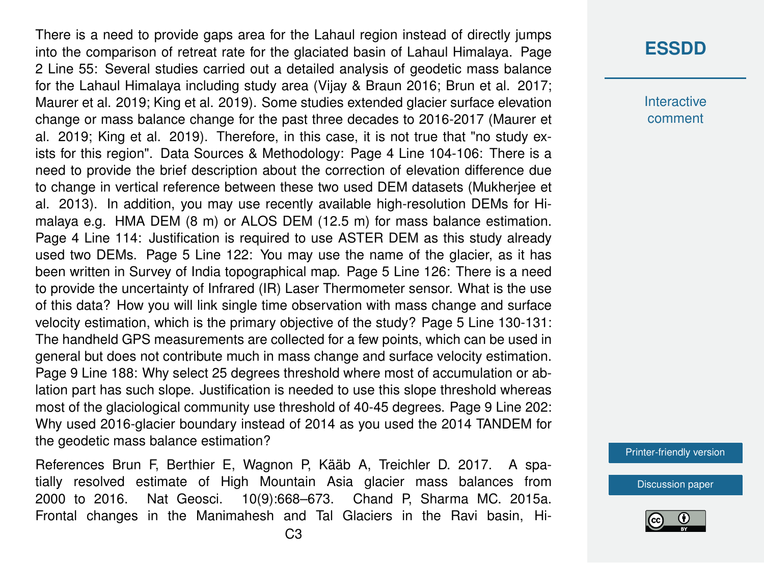There is a need to provide gaps area for the Lahaul region instead of directly jumps into the comparison of retreat rate for the glaciated basin of Lahaul Himalaya. Page 2 Line 55: Several studies carried out a detailed analysis of geodetic mass balance for the Lahaul Himalaya including study area (Vijay & Braun 2016; Brun et al. 2017; Maurer et al. 2019; King et al. 2019). Some studies extended glacier surface elevation change or mass balance change for the past three decades to 2016-2017 (Maurer et al. 2019; King et al. 2019). Therefore, in this case, it is not true that "no study exists for this region". Data Sources & Methodology: Page 4 Line 104-106: There is a need to provide the brief description about the correction of elevation difference due to change in vertical reference between these two used DEM datasets (Mukherjee et al. 2013). In addition, you may use recently available high-resolution DEMs for Himalaya e.g. HMA DEM (8 m) or ALOS DEM (12.5 m) for mass balance estimation. Page 4 Line 114: Justification is required to use ASTER DEM as this study already used two DEMs. Page 5 Line 122: You may use the name of the glacier, as it has been written in Survey of India topographical map. Page 5 Line 126: There is a need to provide the uncertainty of Infrared (IR) Laser Thermometer sensor. What is the use of this data? How you will link single time observation with mass change and surface velocity estimation, which is the primary objective of the study? Page 5 Line 130-131: The handheld GPS measurements are collected for a few points, which can be used in general but does not contribute much in mass change and surface velocity estimation. Page 9 Line 188: Why select 25 degrees threshold where most of accumulation or ablation part has such slope. Justification is needed to use this slope threshold whereas most of the glaciological community use threshold of 40-45 degrees. Page 9 Line 202: Why used 2016-glacier boundary instead of 2014 as you used the 2014 TANDEM for the geodetic mass balance estimation?

References Brun F, Berthier E, Wagnon P, Kääb A, Treichler D. 2017. A spatially resolved estimate of High Mountain Asia glacier mass balances from 2000 to 2016. Nat Geosci. 10(9):668–673. Chand P, Sharma MC. 2015a. Frontal changes in the Manimahesh and Tal Glaciers in the Ravi basin, Hi-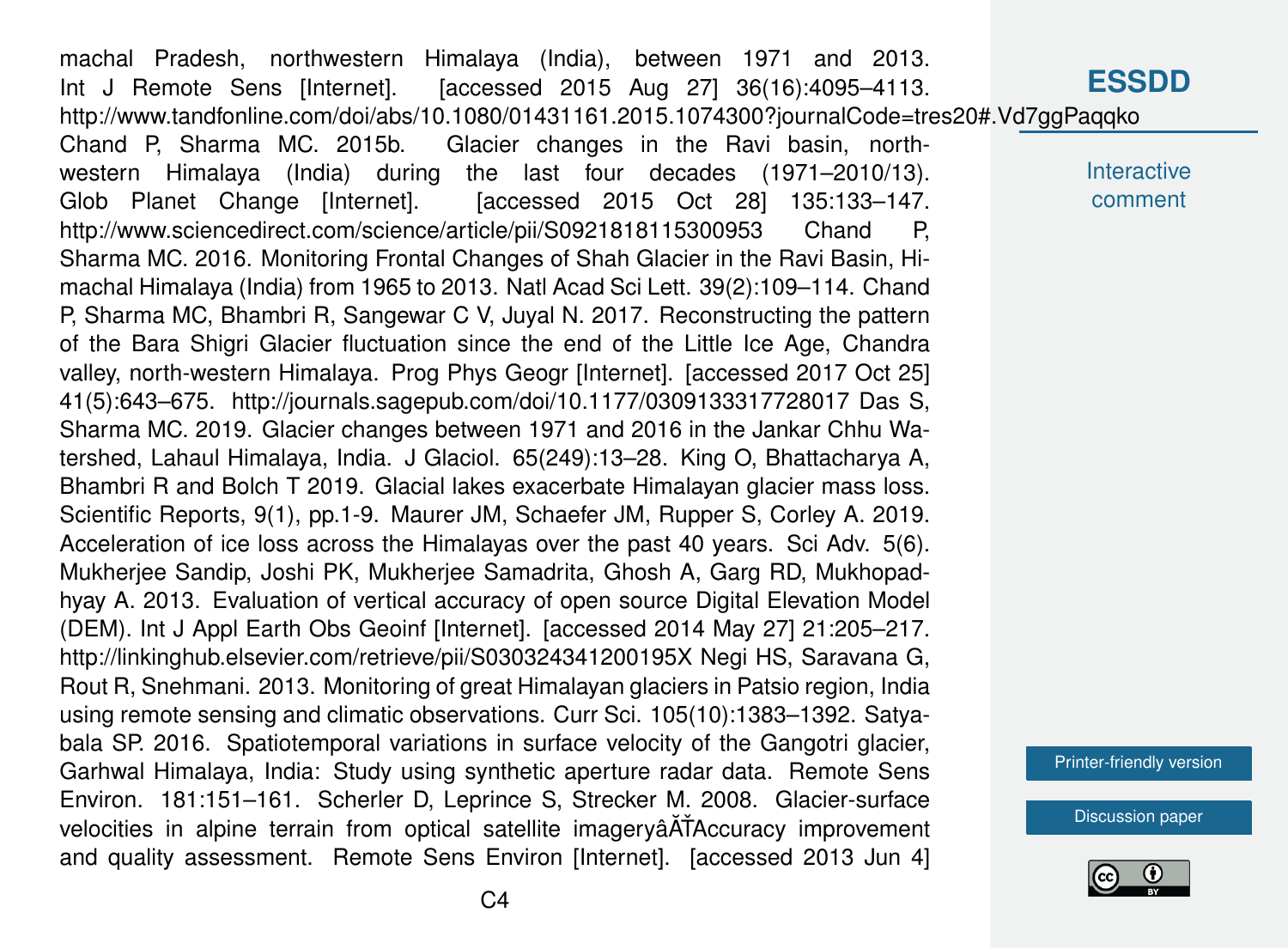machal Pradesh, northwestern Himalaya (India), between 1971 and 2013. Int J Remote Sens [Internet]. [accessed 2015 Aug 27] 36(16):4095–4113. http://www.tandfonline.com/doi/abs/10.1080/01431161.2015.1074300?journalCode=tres20#.Vd7ggPaqqko Chand P, Sharma MC. 2015b. Glacier changes in the Ravi basin, north-western Himalaya (India) during the last four decades (1971–2010/13). Glob Planet Change [Internet]. [accessed 2015 Oct 28] 135:133–147. http://www.sciencedirect.com/science/article/pii/S0921818115300953 Chand P, Sharma MC. 2016. Monitoring Frontal Changes of Shah Glacier in the Ravi Basin, Himachal Himalaya (India) from 1965 to 2013. Natl Acad Sci Lett. 39(2):109–114. Chand P, Sharma MC, Bhambri R, Sangewar C V, Juyal N. 2017. Reconstructing the pattern of the Bara Shigri Glacier fluctuation since the end of the Little Ice Age, Chandra valley, north-western Himalaya. Prog Phys Geogr [Internet]. [accessed 2017 Oct 25] 41(5):643–675. http://journals.sagepub.com/doi/10.1177/0309133317728017 Das S, Sharma MC. 2019. Glacier changes between 1971 and 2016 in the Jankar Chhu Watershed, Lahaul Himalaya, India. J Glaciol. 65(249):13–28. King O, Bhattacharya A, Bhambri R and Bolch T 2019. Glacial lakes exacerbate Himalayan glacier mass loss. Scientific Reports, 9(1), pp.1-9. Maurer JM, Schaefer JM, Rupper S, Corley A. 2019. Acceleration of ice loss across the Himalayas over the past 40 years. Sci Adv. 5(6). Mukherjee Sandip, Joshi PK, Mukherjee Samadrita, Ghosh A, Garg RD, Mukhopadhyay A. 2013. Evaluation of vertical accuracy of open source Digital Elevation Model (DEM). Int J Appl Earth Obs Geoinf [Internet]. [accessed 2014 May 27] 21:205–217. http://linkinghub.elsevier.com/retrieve/pii/S030324341200195X Negi HS, Saravana G, Rout R, Snehmani. 2013. Monitoring of great Himalayan glaciers in Patsio region, India using remote sensing and climatic observations. Curr Sci. 105(10):1383–1392. Satyabala SP. 2016. Spatiotemporal variations in surface velocity of the Gangotri glacier, Garhwal Himalaya, India: Study using synthetic aperture radar data. Remote Sens Environ. 181:151–161. Scherler D, Leprince S, Strecker M. 2008. Glacier-surface velocities in alpine terrain from optical satellite imageryâĂŤAccuracy improvement and quality assessment. Remote Sens Environ [Internet]. [accessed 2013 Jun 4]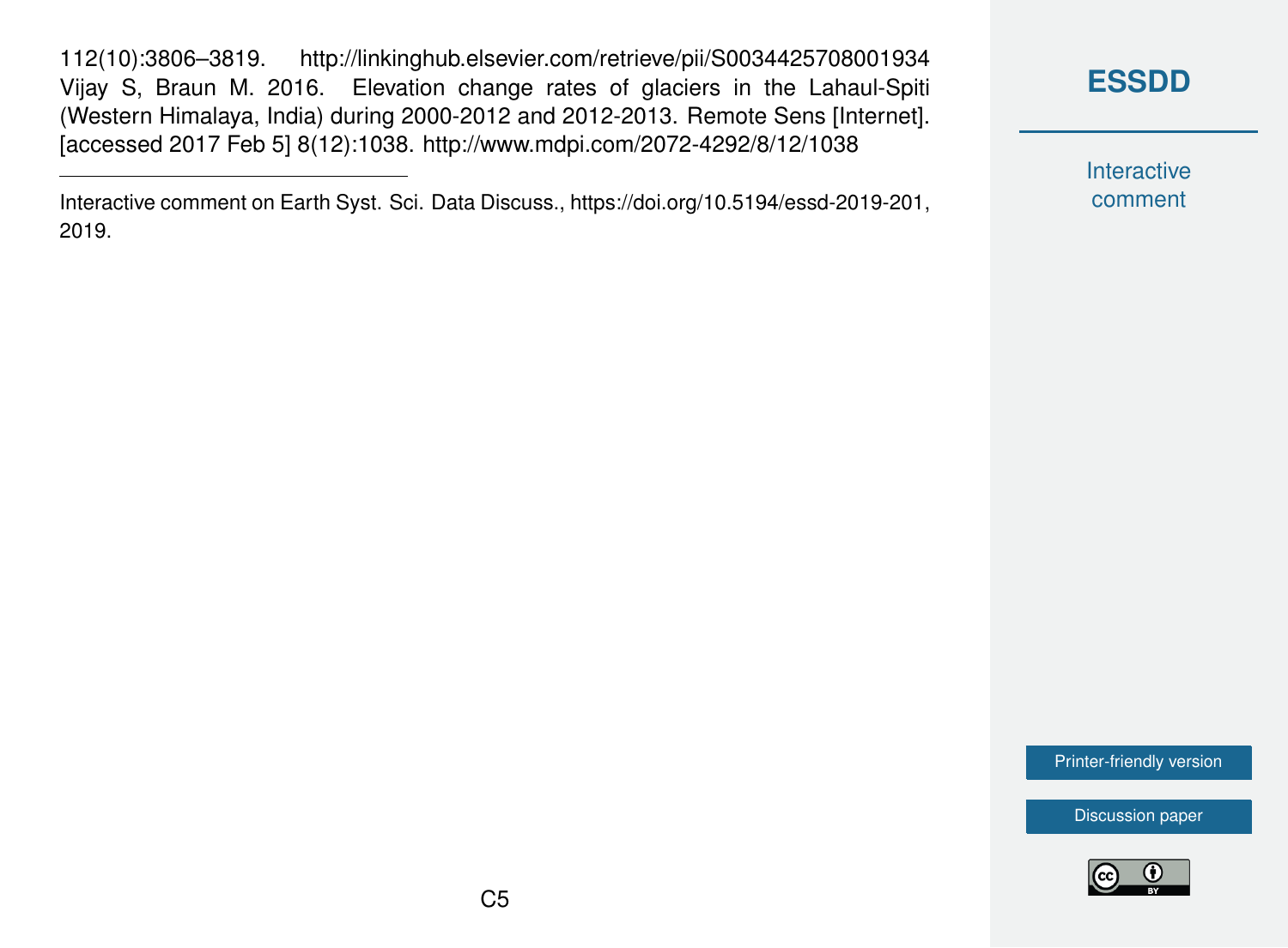112(10):3806–3819. http://linkinghub.elsevier.com/retrieve/pii/S0034425708001934
Vijay S, Braun M. 2016. Elevation change rates of glaciers in the Lahaul-Spiti (Western Himalaya, India) during 2000-2012 and 2012-2013. Remote Sens [Internet]. [accessed 2017 Feb 5] 8(12):1038. http://www.mdpi.com/2072-4292/8/12/1038

---

Interactive comment on Earth Syst. Sci. Data Discuss., https://doi.org/10.5194/essd-2019-201, 2019.